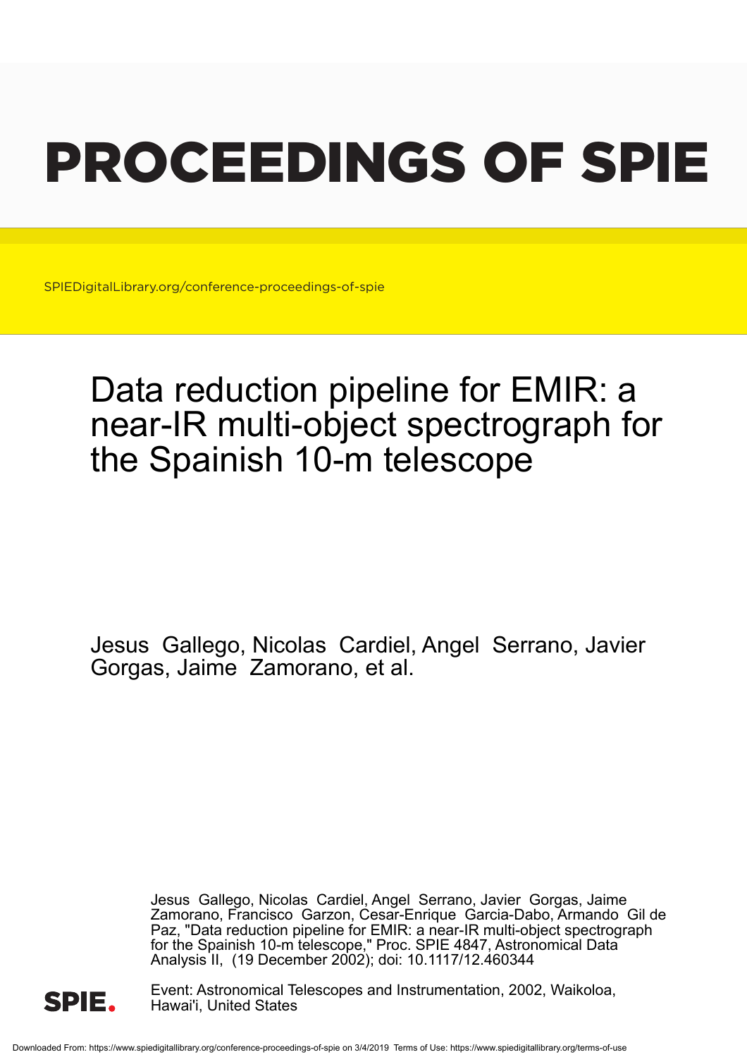# PROCEEDINGS OF SPIE

SPIEDigitalLibrary.org/conference-proceedings-of-spie

# Data reduction pipeline for EMIR: a near-IR multi-object spectrograph for the Spainish 10-m telescope

Jesus Gallego, Nicolas Cardiel, Angel Serrano, Javier Gorgas, Jaime Zamorano, et al.

Jesus Gallego, Nicolas Cardiel, Angel Serrano, Javier Gorgas, Jaime Zamorano, Francisco Garzon, Cesar-Enrique Garcia-Dabo, Armando Gil de Paz, "Data reduction pipeline for EMIR: a near-IR multi-object spectrograph for the Spainish 10-m telescope," Proc. SPIE 4847, Astronomical Data Analysis II, (19 December 2002); doi: 10.1117/12.460344

Event: Astronomical Telescopes and Instrumentation, 2002, Waikoloa, Hawai'i, United States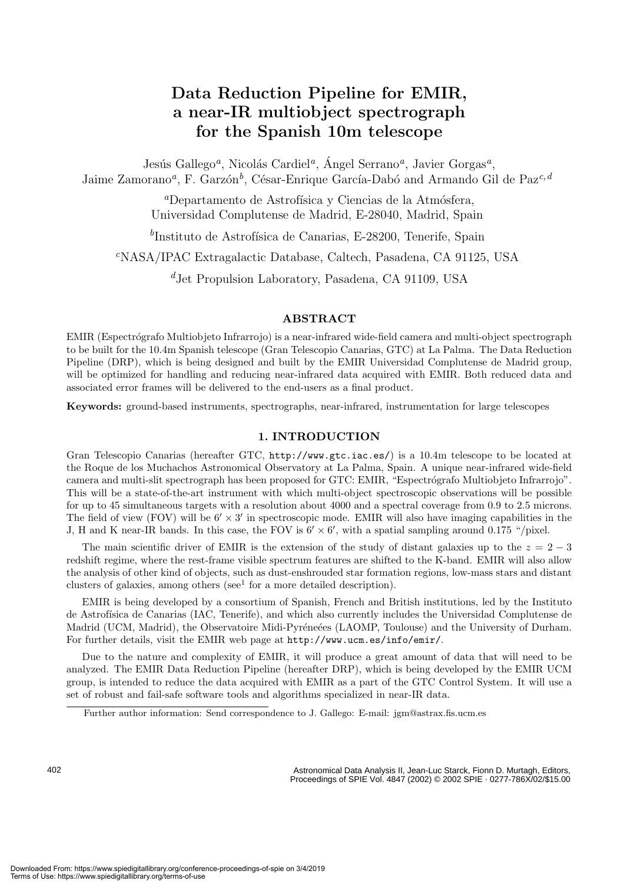# Data Reduction Pipeline for EMIR, a near-IR multiobject spectrograph for the Spanish 10m telescope

Jesús Gallego[a], Nicolás Cardiel[a], Ángel Serrano[a], Javier Gorgas[a], Jaime Zamorano[a], F. Garzón[b], César-Enrique García-Dabó and Armando Gil de Paz[c,d]

[a]Departamento de Astrofísica y Ciencias de la Atmósfera, Universidad Complutense de Madrid, E-28040, Madrid, Spain

[b]Instituto de Astrofísica de Canarias, E-28200, Tenerife, Spain

[c]NASA/IPAC Extragalactic Database, Caltech, Pasadena, CA 91125, USA

[d]Jet Propulsion Laboratory, Pasadena, CA 91109, USA

## ABSTRACT

EMIR (Espectrógrafo Multiobjeto Infrarrojo) is a near-infrared wide-field camera and multi-object spectrograph to be built for the 10.4m Spanish telescope (Gran Telescopio Canarias, GTC) at La Palma. The Data Reduction Pipeline (DRP), which is being designed and built by the EMIR Universidad Complutense de Madrid group, will be optimized for handling and reducing near-infrared data acquired with EMIR. Both reduced data and associated error frames will be delivered to the end-users as a final product.

**Keywords:** ground-based instruments, spectrographs, near-infrared, instrumentation for large telescopes

## 1. INTRODUCTION

Gran Telescopio Canarias (hereafter GTC, http://www.gtc.iac.es/) is a 10.4m telescope to be located at the Roque de los Muchachos Astronomical Observatory at La Palma, Spain. A unique near-infrared wide-field camera and multi-slit spectrograph has been proposed for GTC: EMIR, "Espectrógrafo Multiobjeto Infrarrojo". This will be a state-of-the-art instrument with which multi-object spectroscopic observations will be possible for up to 45 simultaneous targets with a resolution about 4000 and a spectral coverage from 0.9 to 2.5 microns. The field of view (FOV) will be $6' \times 3'$ in spectroscopic mode. EMIR will also have imaging capabilities in the J, H and K near-IR bands. In this case, the FOV is $6' \times 6'$, with a spatial sampling around 0.175 "/pixel.

The main scientific driver of EMIR is the extension of the study of distant galaxies up to the $z = 2 - 3$ redshift regime, where the rest-frame visible spectrum features are shifted to the K-band. EMIR will also allow the analysis of other kind of objects, such as dust-enshrouded star formation regions, low-mass stars and distant clusters of galaxies, among others (see[1] for a more detailed description).

EMIR is being developed by a consortium of Spanish, French and British institutions, led by the Instituto de Astrofísica de Canarias (IAC, Tenerife), and which also currently includes the Universidad Complutense de Madrid (UCM, Madrid), the Observatoire Midi-Pyréneées (LAOMP, Toulouse) and the University of Durham. For further details, visit the EMIR web page at http://www.ucm.es/info/emir/.

Due to the nature and complexity of EMIR, it will produce a great amount of data that will need to be analyzed. The EMIR Data Reduction Pipeline (hereafter DRP), which is being developed by the EMIR UCM group, is intended to reduce the data acquired with EMIR as a part of the GTC Control System. It will use a set of robust and fail-safe software tools and algorithms specialized in near-IR data.

Further author information: Send correspondence to J. Gallego: E-mail: jgm@astrax.fis.ucm.es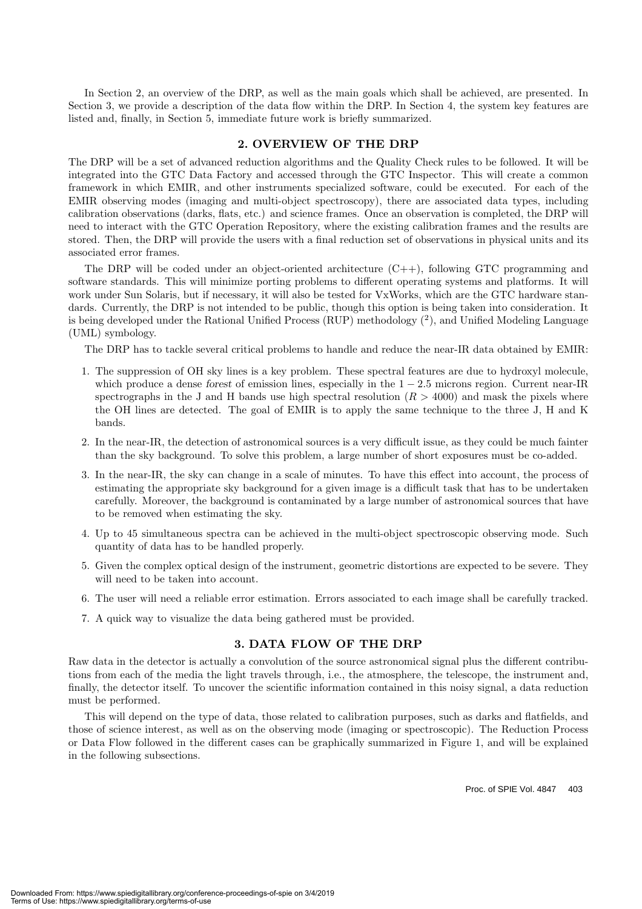In Section 2, an overview of the DRP, as well as the main goals which shall be achieved, are presented. In Section 3, we provide a description of the data flow within the DRP. In Section 4, the system key features are listed and, finally, in Section 5, immediate future work is briefly summarized.

## 2. OVERVIEW OF THE DRP

The DRP will be a set of advanced reduction algorithms and the Quality Check rules to be followed. It will be integrated into the GTC Data Factory and accessed through the GTC Inspector. This will create a common framework in which EMIR, and other instruments specialized software, could be executed. For each of the EMIR observing modes (imaging and multi-object spectroscopy), there are associated data types, including calibration observations (darks, flats, etc.) and science frames. Once an observation is completed, the DRP will need to interact with the GTC Operation Repository, where the existing calibration frames and the results are stored. Then, the DRP will provide the users with a final reduction set of observations in physical units and its associated error frames.

The DRP will be coded under an object-oriented architecture (C++), following GTC programming and software standards. This will minimize porting problems to different operating systems and platforms. It will work under Sun Solaris, but if necessary, it will also be tested for VxWorks, which are the GTC hardware standards. Currently, the DRP is not intended to be public, though this option is being taken into consideration. It is being developed under the Rational Unified Process (RUP) methodology ([2]), and Unified Modeling Language (UML) symbology.

The DRP has to tackle several critical problems to handle and reduce the near-IR data obtained by EMIR:

1. The suppression of OH sky lines is a key problem. These spectral features are due to hydroxyl molecule, which produce a dense *forest* of emission lines, especially in the $1 - 2.5$ microns region. Current near-IR spectrographs in the J and H bands use high spectral resolution ($R > 4000$) and mask the pixels where the OH lines are detected. The goal of EMIR is to apply the same technique to the three J, H and K bands.
2. In the near-IR, the detection of astronomical sources is a very difficult issue, as they could be much fainter than the sky background. To solve this problem, a large number of short exposures must be co-added.
3. In the near-IR, the sky can change in a scale of minutes. To have this effect into account, the process of estimating the appropriate sky background for a given image is a difficult task that has to be undertaken carefully. Moreover, the background is contaminated by a large number of astronomical sources that have to be removed when estimating the sky.
4. Up to 45 simultaneous spectra can be achieved in the multi-object spectroscopic observing mode. Such quantity of data has to be handled properly.
5. Given the complex optical design of the instrument, geometric distortions are expected to be severe. They will need to be taken into account.
6. The user will need a reliable error estimation. Errors associated to each image shall be carefully tracked.
7. A quick way to visualize the data being gathered must be provided.

## 3. DATA FLOW OF THE DRP

Raw data in the detector is actually a convolution of the source astronomical signal plus the different contributions from each of the media the light travels through, i.e., the atmosphere, the telescope, the instrument and, finally, the detector itself. To uncover the scientific information contained in this noisy signal, a data reduction must be performed.

This will depend on the type of data, those related to calibration purposes, such as darks and flatfields, and those of science interest, as well as on the observing mode (imaging or spectroscopic). The Reduction Process or Data Flow followed in the different cases can be graphically summarized in Figure 1, and will be explained in the following subsections.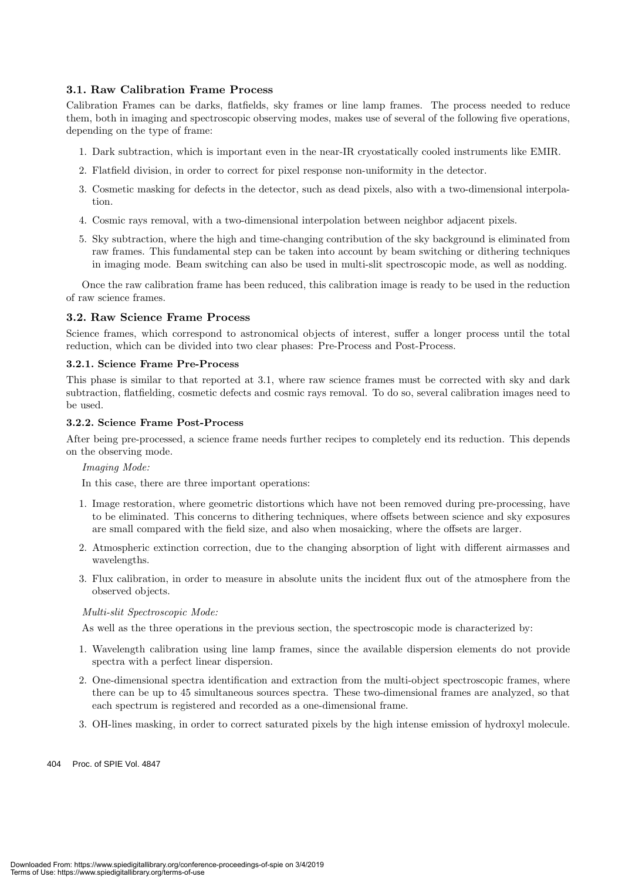### 3.1. Raw Calibration Frame Process

Calibration Frames can be darks, flatfields, sky frames or line lamp frames. The process needed to reduce them, both in imaging and spectroscopic observing modes, makes use of several of the following five operations, depending on the type of frame:

1. Dark subtraction, which is important even in the near-IR cryostatically cooled instruments like EMIR.
2. Flatfield division, in order to correct for pixel response non-uniformity in the detector.
3. Cosmetic masking for defects in the detector, such as dead pixels, also with a two-dimensional interpolation.
4. Cosmic rays removal, with a two-dimensional interpolation between neighbor adjacent pixels.
5. Sky subtraction, where the high and time-changing contribution of the sky background is eliminated from raw frames. This fundamental step can be taken into account by beam switching or dithering techniques in imaging mode. Beam switching can also be used in multi-slit spectroscopic mode, as well as nodding.

Once the raw calibration frame has been reduced, this calibration image is ready to be used in the reduction of raw science frames.

### 3.2. Raw Science Frame Process

Science frames, which correspond to astronomical objects of interest, suffer a longer process until the total reduction, which can be divided into two clear phases: Pre-Process and Post-Process.

#### 3.2.1. Science Frame Pre-Process

This phase is similar to that reported at 3.1, where raw science frames must be corrected with sky and dark subtraction, flatfielding, cosmetic defects and cosmic rays removal. To do so, several calibration images need to be used.

#### 3.2.2. Science Frame Post-Process

After being pre-processed, a science frame needs further recipes to completely end its reduction. This depends on the observing mode.

*Imaging Mode:*

In this case, there are three important operations:

1. Image restoration, where geometric distortions which have not been removed during pre-processing, have to be eliminated. This concerns to dithering techniques, where offsets between science and sky exposures are small compared with the field size, and also when mosaicking, where the offsets are larger.
2. Atmospheric extinction correction, due to the changing absorption of light with different airmasses and wavelengths.
3. Flux calibration, in order to measure in absolute units the incident flux out of the atmosphere from the observed objects.

*Multi-slit Spectroscopic Mode:*

As well as the three operations in the previous section, the spectroscopic mode is characterized by:

1. Wavelength calibration using line lamp frames, since the available dispersion elements do not provide spectra with a perfect linear dispersion.
2. One-dimensional spectra identification and extraction from the multi-object spectroscopic frames, where there can be up to 45 simultaneous sources spectra. These two-dimensional frames are analyzed, so that each spectrum is registered and recorded as a one-dimensional frame.
3. OH-lines masking, in order to correct saturated pixels by the high intense emission of hydroxyl molecule.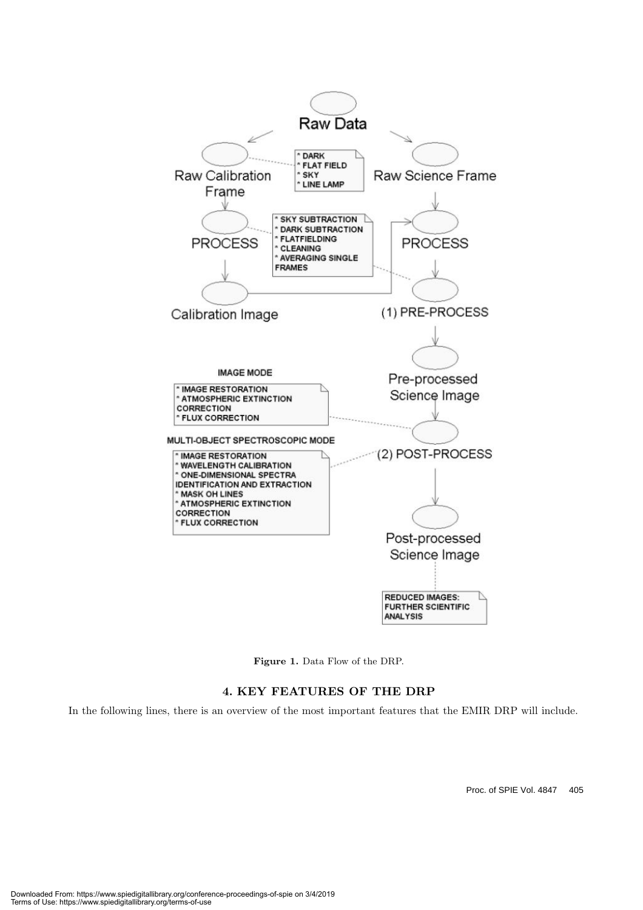Figure 1. Data Flow of the DRP.

## 4. KEY FEATURES OF THE DRP

In the following lines, there is an overview of the most important features that the EMIR DRP will include.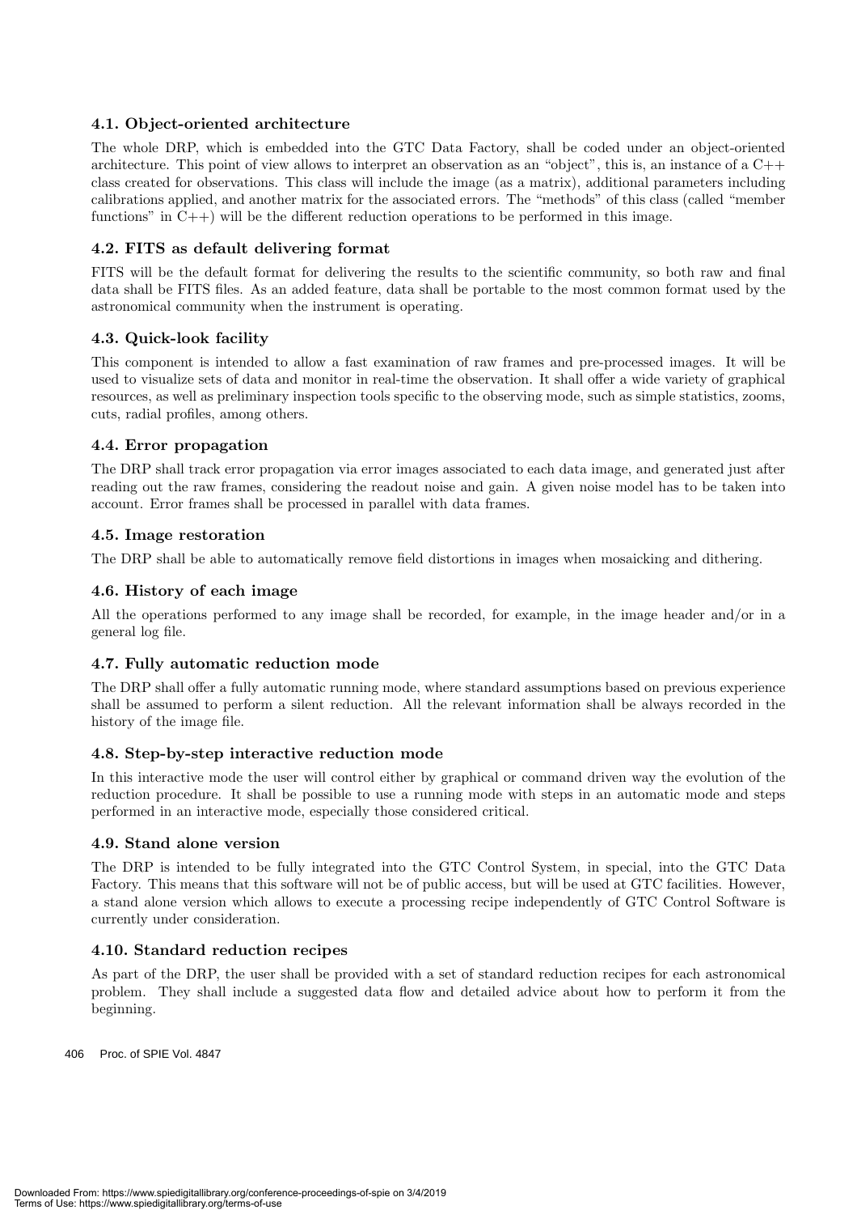### 4.1. Object-oriented architecture

The whole DRP, which is embedded into the GTC Data Factory, shall be coded under an object-oriented architecture. This point of view allows to interpret an observation as an "object", this is, an instance of a C++ class created for observations. This class will include the image (as a matrix), additional parameters including calibrations applied, and another matrix for the associated errors. The "methods" of this class (called "member functions" in C++) will be the different reduction operations to be performed in this image.

### 4.2. FITS as default delivering format

FITS will be the default format for delivering the results to the scientific community, so both raw and final data shall be FITS files. As an added feature, data shall be portable to the most common format used by the astronomical community when the instrument is operating.

### 4.3. Quick-look facility

This component is intended to allow a fast examination of raw frames and pre-processed images. It will be used to visualize sets of data and monitor in real-time the observation. It shall offer a wide variety of graphical resources, as well as preliminary inspection tools specific to the observing mode, such as simple statistics, zooms, cuts, radial profiles, among others.

### 4.4. Error propagation

The DRP shall track error propagation via error images associated to each data image, and generated just after reading out the raw frames, considering the readout noise and gain. A given noise model has to be taken into account. Error frames shall be processed in parallel with data frames.

### 4.5. Image restoration

The DRP shall be able to automatically remove field distortions in images when mosaicking and dithering.

### 4.6. History of each image

All the operations performed to any image shall be recorded, for example, in the image header and/or in a general log file.

### 4.7. Fully automatic reduction mode

The DRP shall offer a fully automatic running mode, where standard assumptions based on previous experience shall be assumed to perform a silent reduction. All the relevant information shall be always recorded in the history of the image file.

### 4.8. Step-by-step interactive reduction mode

In this interactive mode the user will control either by graphical or command driven way the evolution of the reduction procedure. It shall be possible to use a running mode with steps in an automatic mode and steps performed in an interactive mode, especially those considered critical.

### 4.9. Stand alone version

The DRP is intended to be fully integrated into the GTC Control System, in special, into the GTC Data Factory. This means that this software will not be of public access, but will be used at GTC facilities. However, a stand alone version which allows to execute a processing recipe independently of GTC Control Software is currently under consideration.

### 4.10. Standard reduction recipes

As part of the DRP, the user shall be provided with a set of standard reduction recipes for each astronomical problem. They shall include a suggested data flow and detailed advice about how to perform it from the beginning.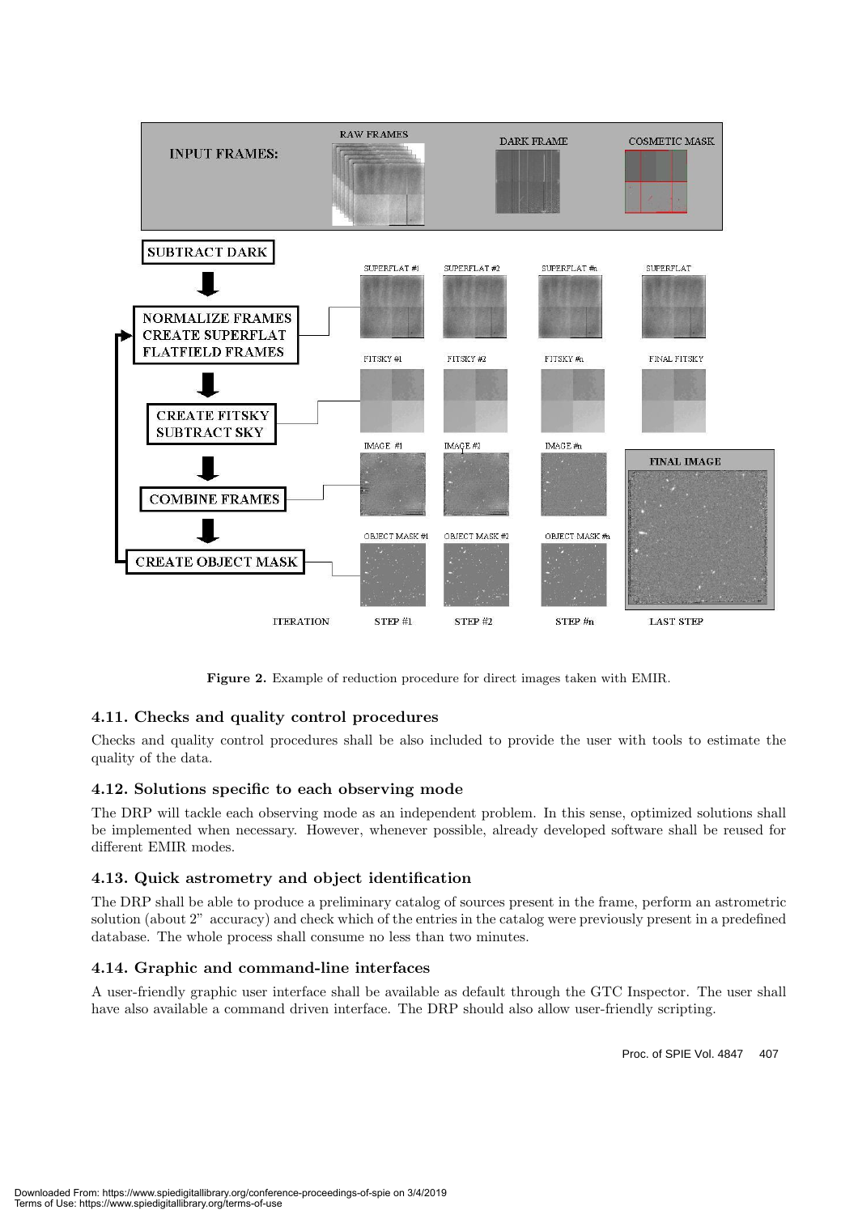Figure 2. Example of reduction procedure for direct images taken with EMIR.

### 4.11. Checks and quality control procedures

Checks and quality control procedures shall be also included to provide the user with tools to estimate the quality of the data.

### 4.12. Solutions specific to each observing mode

The DRP will tackle each observing mode as an independent problem. In this sense, optimized solutions shall be implemented when necessary. However, whenever possible, already developed software shall be reused for different EMIR modes.

### 4.13. Quick astrometry and object identification

The DRP shall be able to produce a preliminary catalog of sources present in the frame, perform an astrometric solution (about 2" accuracy) and check which of the entries in the catalog were previously present in a predefined database. The whole process shall consume no less than two minutes.

### 4.14. Graphic and command-line interfaces

A user-friendly graphic user interface shall be available as default through the GTC Inspector. The user shall have also available a command driven interface. The DRP should also allow user-friendly scripting.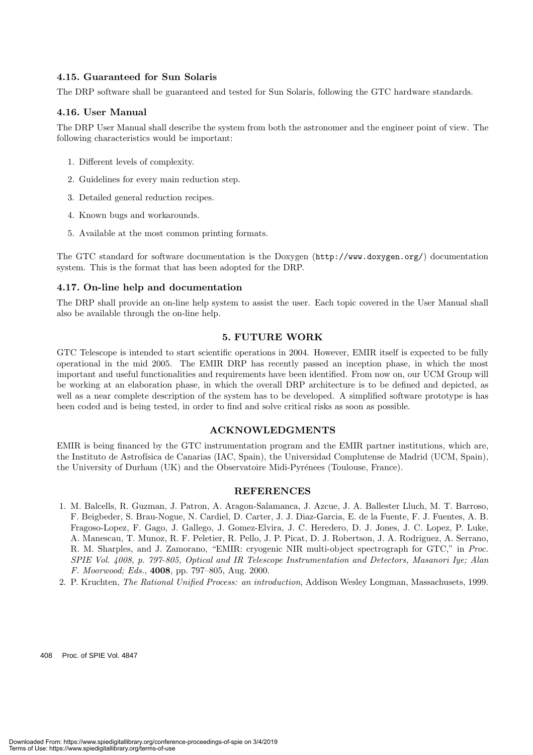### 4.15. Guaranteed for Sun Solaris

The DRP software shall be guaranteed and tested for Sun Solaris, following the GTC hardware standards.

### 4.16. User Manual

The DRP User Manual shall describe the system from both the astronomer and the engineer point of view. The following characteristics would be important:

1. Different levels of complexity.
2. Guidelines for every main reduction step.
3. Detailed general reduction recipes.
4. Known bugs and workarounds.
5. Available at the most common printing formats.

The GTC standard for software documentation is the Doxygen (`http://www.doxygen.org/`) documentation system. This is the format that has been adopted for the DRP.

### 4.17. On-line help and documentation

The DRP shall provide an on-line help system to assist the user. Each topic covered in the User Manual shall also be available through the on-line help.

## 5. FUTURE WORK

GTC Telescope is intended to start scientific operations in 2004. However, EMIR itself is expected to be fully operational in the mid 2005. The EMIR DRP has recently passed an inception phase, in which the most important and useful functionalities and requirements have been identified. From now on, our UCM Group will be working at an elaboration phase, in which the overall DRP architecture is to be defined and depicted, as well as a near complete description of the system has to be developed. A simplified software prototype is has been coded and is being tested, in order to find and solve critical risks as soon as possible.

## ACKNOWLEDGMENTS

EMIR is being financed by the GTC instrumentation program and the EMIR partner institutions, which are, the Instituto de Astrofísica de Canarias (IAC, Spain), the Universidad Complutense de Madrid (UCM, Spain), the University of Durham (UK) and the Observatoire Midi-Pyrénees (Toulouse, France).

## REFERENCES

1. M. Balcells, R. Guzman, J. Patron, A. Aragon-Salamanca, J. Azcue, J. A. Ballester Lluch, M. T. Barroso, F. Beigbeder, S. Brau-Nogue, N. Cardiel, D. Carter, J. J. Diaz-Garcia, E. de la Fuente, F. J. Fuentes, A. B. Fragoso-Lopez, F. Gago, J. Gallego, J. Gomez-Elvira, J. C. Heredero, D. J. Jones, J. C. Lopez, P. Luke, A. Manescau, T. Munoz, R. F. Peletier, R. Pello, J. P. Picat, D. J. Robertson, J. A. Rodriguez, A. Serrano, R. M. Sharples, and J. Zamorano, "EMIR: cryogenic NIR multi-object spectrograph for GTC," in *Proc. SPIE Vol. 4008, p. 797-805, Optical and IR Telescope Instrumentation and Detectors, Masanori Iye; Alan F. Moorwood; Eds.*, **4008**, pp. 797–805, Aug. 2000.
2. P. Kruchten, *The Rational Unified Process: an introduction*, Addison Wesley Longman, Massachusets, 1999.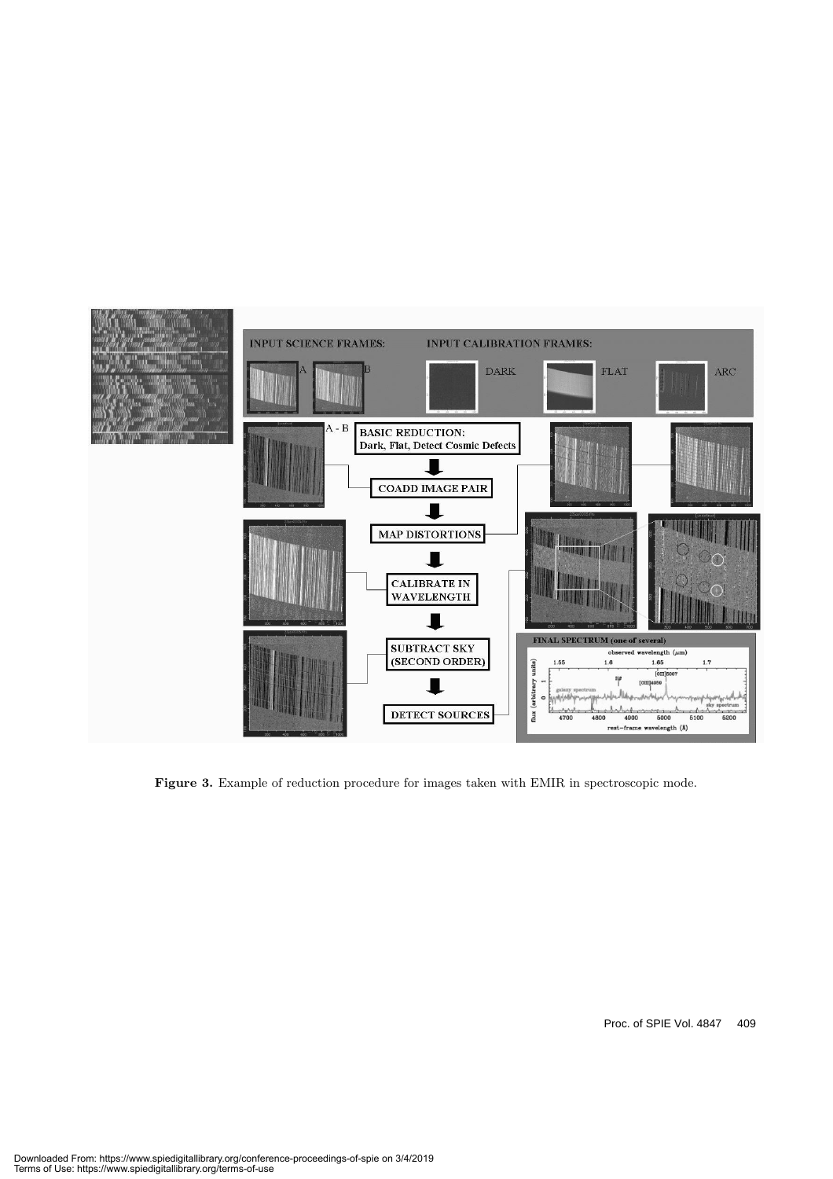INPUT SCIENCE FRAMES:

A

B

INPUT CALIBRATION FRAMES:

DARK

FLAT

ARC

A - B

BASIC REDUCTION: Dark, Flat, Detect Cosmic Defects

COADD IMAGE PAIR

MAP DISTORTIONS

CALIBRATE IN WAVELENGTH

SUBTRACT SKY (SECOND ORDER)

DETECT SOURCES

FINAL SPECTRUM (one of several)

observed wavelength (μm)

1.55 1.6 1.65 1.7

Hβ

[OIII]4959

[OIII]5007

galaxy spectrum

sky spectrum

flux (arbitrary units)

1

0

4700 4800 4900 5000 5100 5200

rest-frame wavelength (Å)

**Figure 3.** Example of reduction procedure for images taken with EMIR in spectroscopic mode.